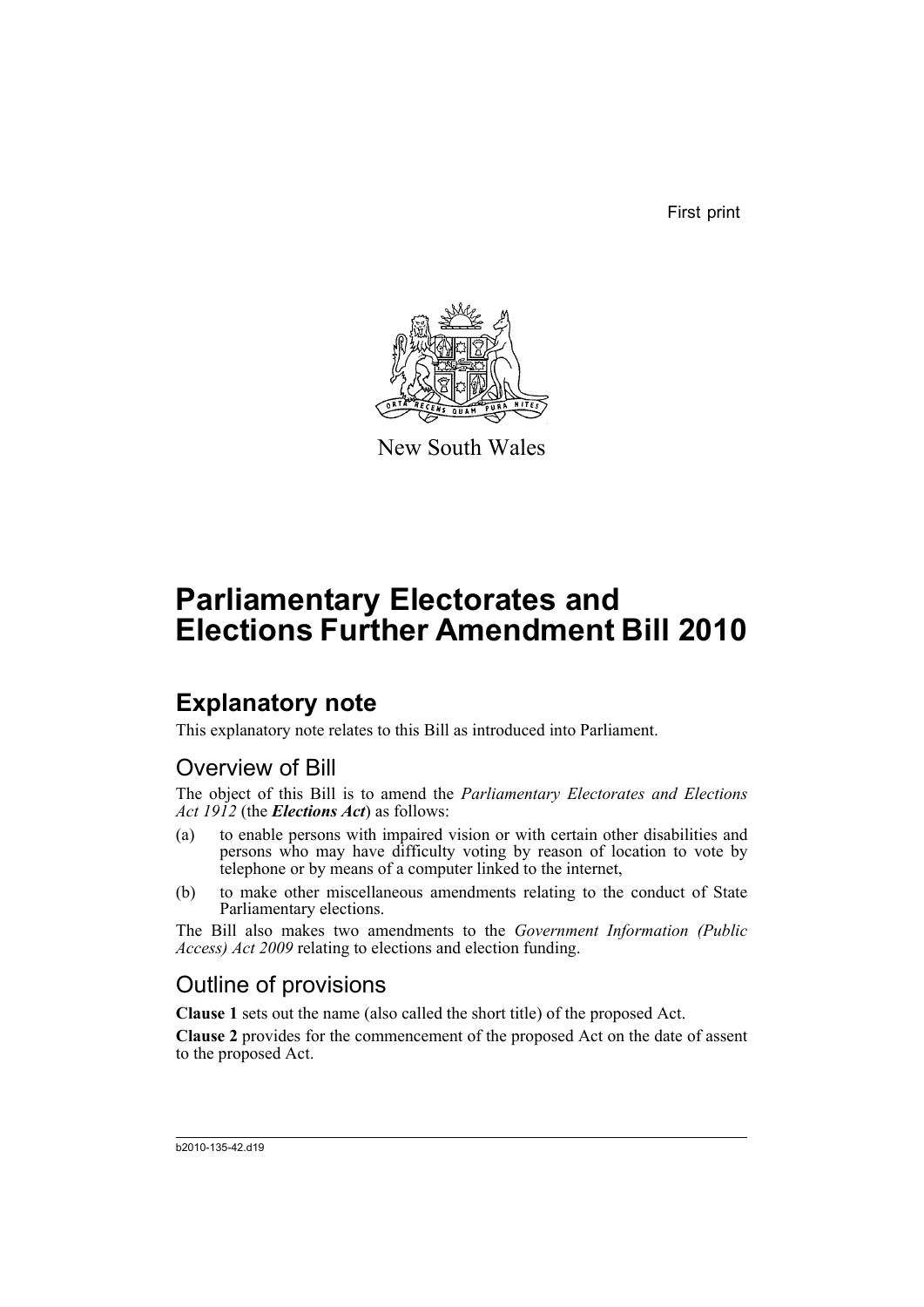First print

New South Wales

# Parliamentary Electorates and Elections Further Amendment Bill 2010

## Explanatory note

This explanatory note relates to this Bill as introduced into Parliament.

### Overview of Bill

The object of this Bill is to amend the *Parliamentary Electorates and Elections Act 1912* (the ***Elections Act***) as follows:

(a) to enable persons with impaired vision or with certain other disabilities and persons who may have difficulty voting by reason of location to vote by telephone or by means of a computer linked to the internet,

(b) to make other miscellaneous amendments relating to the conduct of State Parliamentary elections.

The Bill also makes two amendments to the *Government Information (Public Access) Act 2009* relating to elections and election funding.

### Outline of provisions

**Clause 1** sets out the name (also called the short title) of the proposed Act.

**Clause 2** provides for the commencement of the proposed Act on the date of assent to the proposed Act.

b2010-135-42.d19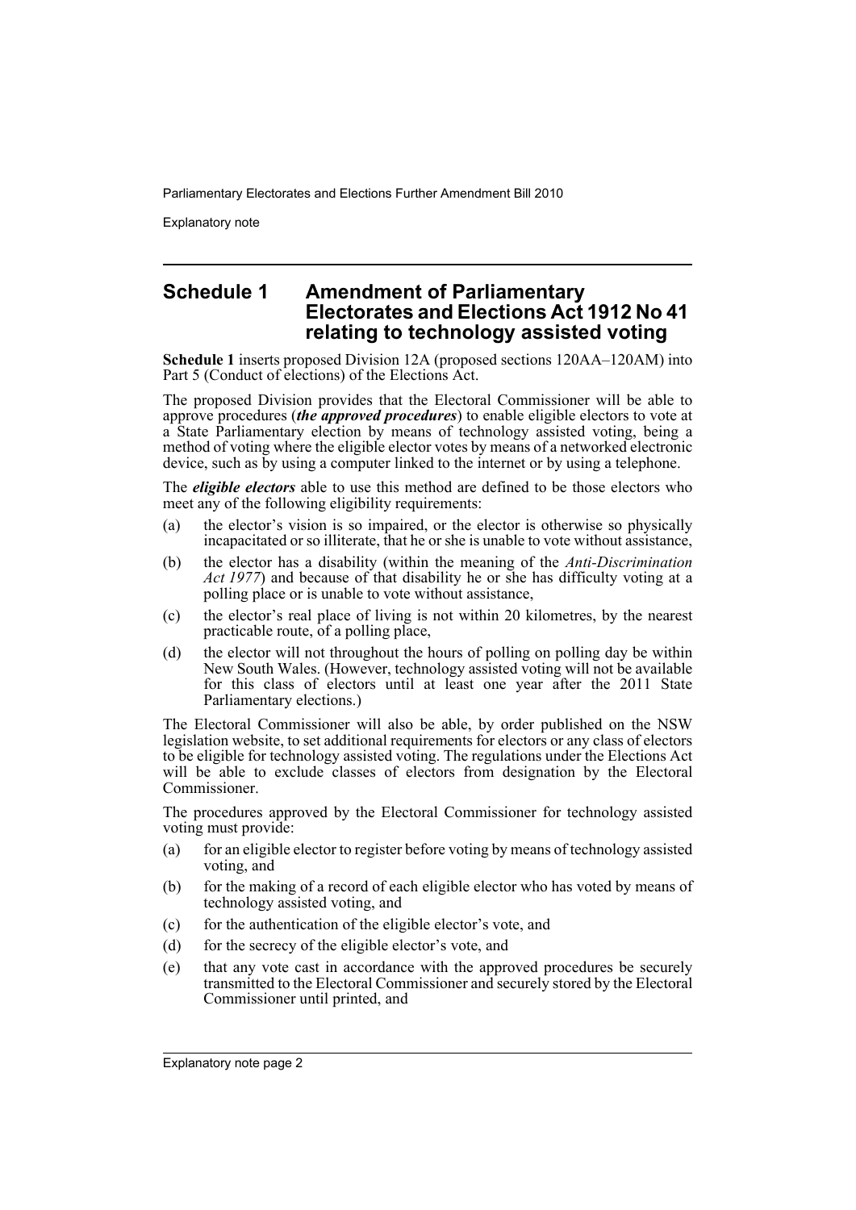## Schedule 1 Amendment of Parliamentary Electorates and Elections Act 1912 No 41 relating to technology assisted voting

**Schedule 1** inserts proposed Division 12A (proposed sections 120AA–120AM) into Part 5 (Conduct of elections) of the Elections Act.

The proposed Division provides that the Electoral Commissioner will be able to approve procedures (***the approved procedures***) to enable eligible electors to vote at a State Parliamentary election by means of technology assisted voting, being a method of voting where the eligible elector votes by means of a networked electronic device, such as by using a computer linked to the internet or by using a telephone.

The ***eligible electors*** able to use this method are defined to be those electors who meet any of the following eligibility requirements:

(a) the elector's vision is so impaired, or the elector is otherwise so physically incapacitated or so illiterate, that he or she is unable to vote without assistance,

(b) the elector has a disability (within the meaning of the *Anti-Discrimination Act 1977*) and because of that disability he or she has difficulty voting at a polling place or is unable to vote without assistance,

(c) the elector's real place of living is not within 20 kilometres, by the nearest practicable route, of a polling place,

(d) the elector will not throughout the hours of polling on polling day be within New South Wales. (However, technology assisted voting will not be available for this class of electors until at least one year after the 2011 State Parliamentary elections.)

The Electoral Commissioner will also be able, by order published on the NSW legislation website, to set additional requirements for electors or any class of electors to be eligible for technology assisted voting. The regulations under the Elections Act will be able to exclude classes of electors from designation by the Electoral Commissioner.

The procedures approved by the Electoral Commissioner for technology assisted voting must provide:

(a) for an eligible elector to register before voting by means of technology assisted voting, and

(b) for the making of a record of each eligible elector who has voted by means of technology assisted voting, and

(c) for the authentication of the eligible elector's vote, and

(d) for the secrecy of the eligible elector's vote, and

(e) that any vote cast in accordance with the approved procedures be securely transmitted to the Electoral Commissioner and securely stored by the Electoral Commissioner until printed, and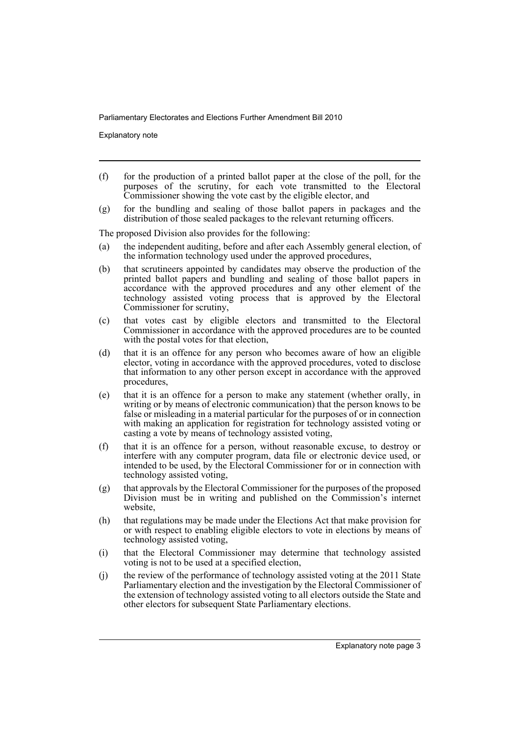(f) for the production of a printed ballot paper at the close of the poll, for the purposes of the scrutiny, for each vote transmitted to the Electoral Commissioner showing the vote cast by the eligible elector, and

(g) for the bundling and sealing of those ballot papers in packages and the distribution of those sealed packages to the relevant returning officers.

The proposed Division also provides for the following:

(a) the independent auditing, before and after each Assembly general election, of the information technology used under the approved procedures,

(b) that scrutineers appointed by candidates may observe the production of the printed ballot papers and bundling and sealing of those ballot papers in accordance with the approved procedures and any other element of the technology assisted voting process that is approved by the Electoral Commissioner for scrutiny,

(c) that votes cast by eligible electors and transmitted to the Electoral Commissioner in accordance with the approved procedures are to be counted with the postal votes for that election,

(d) that it is an offence for any person who becomes aware of how an eligible elector, voting in accordance with the approved procedures, voted to disclose that information to any other person except in accordance with the approved procedures,

(e) that it is an offence for a person to make any statement (whether orally, in writing or by means of electronic communication) that the person knows to be false or misleading in a material particular for the purposes of or in connection with making an application for registration for technology assisted voting or casting a vote by means of technology assisted voting,

(f) that it is an offence for a person, without reasonable excuse, to destroy or interfere with any computer program, data file or electronic device used, or intended to be used, by the Electoral Commissioner for or in connection with technology assisted voting,

(g) that approvals by the Electoral Commissioner for the purposes of the proposed Division must be in writing and published on the Commission's internet website,

(h) that regulations may be made under the Elections Act that make provision for or with respect to enabling eligible electors to vote in elections by means of technology assisted voting,

(i) that the Electoral Commissioner may determine that technology assisted voting is not to be used at a specified election,

(j) the review of the performance of technology assisted voting at the 2011 State Parliamentary election and the investigation by the Electoral Commissioner of the extension of technology assisted voting to all electors outside the State and other electors for subsequent State Parliamentary elections.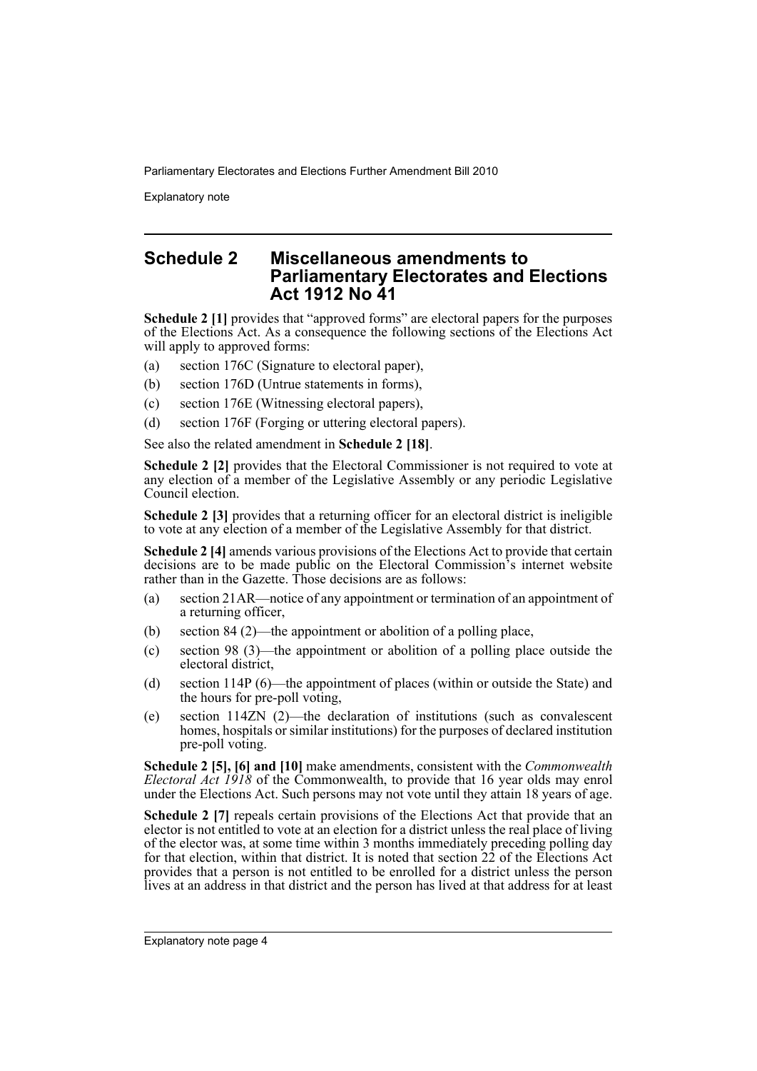## Schedule 2 Miscellaneous amendments to Parliamentary Electorates and Elections Act 1912 No 41

**Schedule 2 [1]** provides that "approved forms" are electoral papers for the purposes of the Elections Act. As a consequence the following sections of the Elections Act will apply to approved forms:

(a) section 176C (Signature to electoral paper),

(b) section 176D (Untrue statements in forms),

(c) section 176E (Witnessing electoral papers),

(d) section 176F (Forging or uttering electoral papers).

See also the related amendment in **Schedule 2 [18]**.

**Schedule 2 [2]** provides that the Electoral Commissioner is not required to vote at any election of a member of the Legislative Assembly or any periodic Legislative Council election.

**Schedule 2 [3]** provides that a returning officer for an electoral district is ineligible to vote at any election of a member of the Legislative Assembly for that district.

**Schedule 2 [4]** amends various provisions of the Elections Act to provide that certain decisions are to be made public on the Electoral Commission's internet website rather than in the Gazette. Those decisions are as follows:

(a) section 21AR—notice of any appointment or termination of an appointment of a returning officer,

(b) section 84 (2)—the appointment or abolition of a polling place,

(c) section 98 (3)—the appointment or abolition of a polling place outside the electoral district,

(d) section 114P (6)—the appointment of places (within or outside the State) and the hours for pre-poll voting,

(e) section 114ZN (2)—the declaration of institutions (such as convalescent homes, hospitals or similar institutions) for the purposes of declared institution pre-poll voting.

**Schedule 2 [5], [6] and [10]** make amendments, consistent with the *Commonwealth Electoral Act 1918* of the Commonwealth, to provide that 16 year olds may enrol under the Elections Act. Such persons may not vote until they attain 18 years of age.

**Schedule 2 [7]** repeals certain provisions of the Elections Act that provide that an elector is not entitled to vote at an election for a district unless the real place of living of the elector was, at some time within 3 months immediately preceding polling day for that election, within that district. It is noted that section 22 of the Elections Act provides that a person is not entitled to be enrolled for a district unless the person lives at an address in that district and the person has lived at that address for at least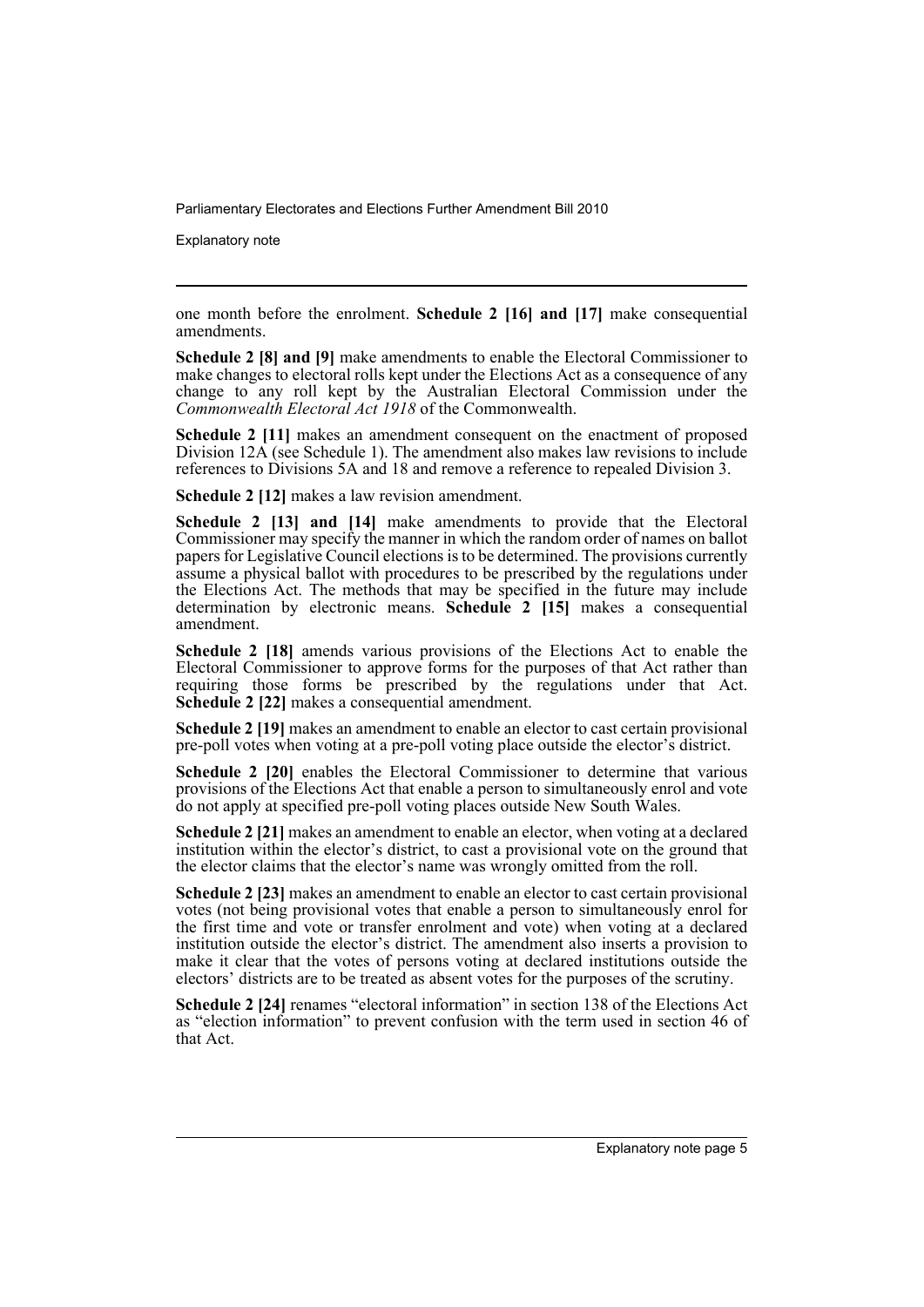one month before the enrolment. **Schedule 2 [16] and [17]** make consequential amendments.

**Schedule 2 [8] and [9]** make amendments to enable the Electoral Commissioner to make changes to electoral rolls kept under the Elections Act as a consequence of any change to any roll kept by the Australian Electoral Commission under the *Commonwealth Electoral Act 1918* of the Commonwealth.

**Schedule 2 [11]** makes an amendment consequent on the enactment of proposed Division 12A (see Schedule 1). The amendment also makes law revisions to include references to Divisions 5A and 18 and remove a reference to repealed Division 3.

**Schedule 2 [12]** makes a law revision amendment.

**Schedule 2 [13] and [14]** make amendments to provide that the Electoral Commissioner may specify the manner in which the random order of names on ballot papers for Legislative Council elections is to be determined. The provisions currently assume a physical ballot with procedures to be prescribed by the regulations under the Elections Act. The methods that may be specified in the future may include determination by electronic means. **Schedule 2 [15]** makes a consequential amendment.

**Schedule 2 [18]** amends various provisions of the Elections Act to enable the Electoral Commissioner to approve forms for the purposes of that Act rather than requiring those forms be prescribed by the regulations under that Act. **Schedule 2 [22]** makes a consequential amendment.

**Schedule 2 [19]** makes an amendment to enable an elector to cast certain provisional pre-poll votes when voting at a pre-poll voting place outside the elector's district.

**Schedule 2 [20]** enables the Electoral Commissioner to determine that various provisions of the Elections Act that enable a person to simultaneously enrol and vote do not apply at specified pre-poll voting places outside New South Wales.

**Schedule 2 [21]** makes an amendment to enable an elector, when voting at a declared institution within the elector's district, to cast a provisional vote on the ground that the elector claims that the elector's name was wrongly omitted from the roll.

**Schedule 2 [23]** makes an amendment to enable an elector to cast certain provisional votes (not being provisional votes that enable a person to simultaneously enrol for the first time and vote or transfer enrolment and vote) when voting at a declared institution outside the elector's district. The amendment also inserts a provision to make it clear that the votes of persons voting at declared institutions outside the electors' districts are to be treated as absent votes for the purposes of the scrutiny.

**Schedule 2 [24]** renames "electoral information" in section 138 of the Elections Act as "election information" to prevent confusion with the term used in section 46 of that Act.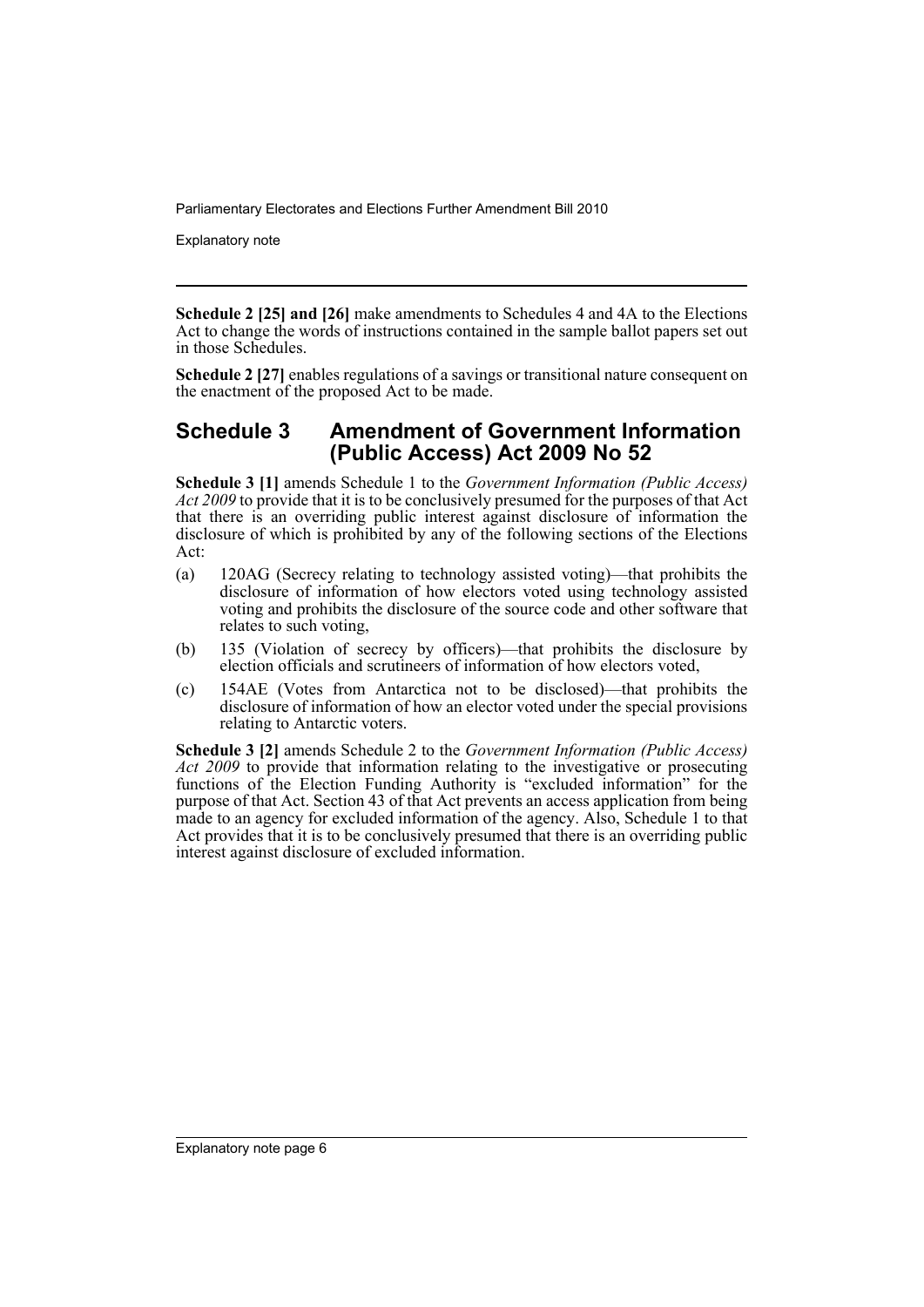**Schedule 2 [25] and [26]** make amendments to Schedules 4 and 4A to the Elections Act to change the words of instructions contained in the sample ballot papers set out in those Schedules.

**Schedule 2 [27]** enables regulations of a savings or transitional nature consequent on the enactment of the proposed Act to be made.

## Schedule 3 Amendment of Government Information (Public Access) Act 2009 No 52

**Schedule 3 [1]** amends Schedule 1 to the *Government Information (Public Access) Act 2009* to provide that it is to be conclusively presumed for the purposes of that Act that there is an overriding public interest against disclosure of information the disclosure of which is prohibited by any of the following sections of the Elections Act:

(a) 120AG (Secrecy relating to technology assisted voting)—that prohibits the disclosure of information of how electors voted using technology assisted voting and prohibits the disclosure of the source code and other software that relates to such voting,

(b) 135 (Violation of secrecy by officers)—that prohibits the disclosure by election officials and scrutineers of information of how electors voted,

(c) 154AE (Votes from Antarctica not to be disclosed)—that prohibits the disclosure of information of how an elector voted under the special provisions relating to Antarctic voters.

**Schedule 3 [2]** amends Schedule 2 to the *Government Information (Public Access) Act 2009* to provide that information relating to the investigative or prosecuting functions of the Election Funding Authority is "excluded information" for the purpose of that Act. Section 43 of that Act prevents an access application from being made to an agency for excluded information of the agency. Also, Schedule 1 to that Act provides that it is to be conclusively presumed that there is an overriding public interest against disclosure of excluded information.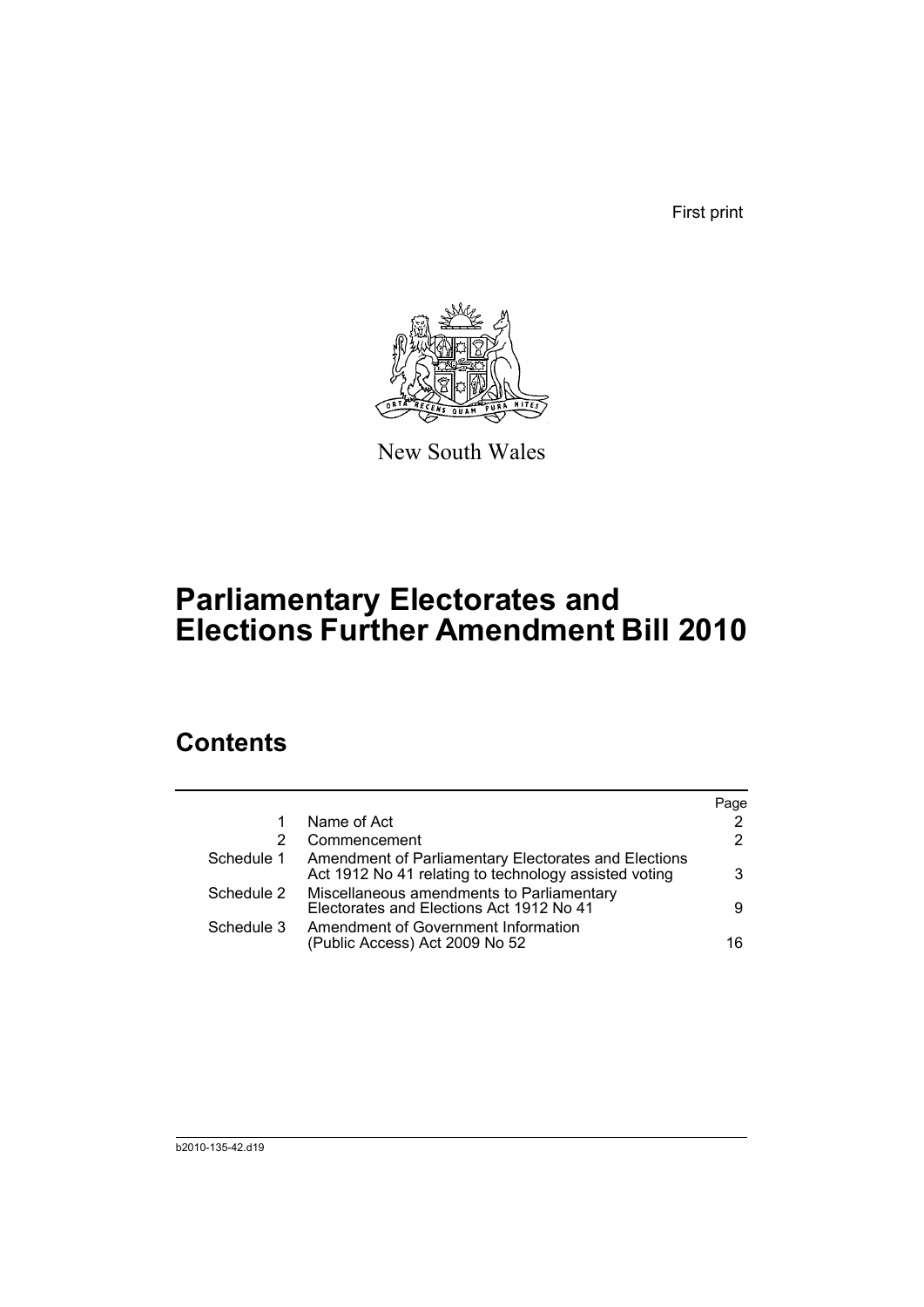First print

New South Wales

# Parliamentary Electorates and Elections Further Amendment Bill 2010

## Contents

| | | Page |
|---|---|---|
| 1 | Name of Act | 2 |
| 2 | Commencement | 2 |
| Schedule 1 | Amendment of Parliamentary Electorates and Elections Act 1912 No 41 relating to technology assisted voting | 3 |
| Schedule 2 | Miscellaneous amendments to Parliamentary Electorates and Elections Act 1912 No 41 | 9 |
| Schedule 3 | Amendment of Government Information (Public Access) Act 2009 No 52 | 16 |

b2010-135-42.d19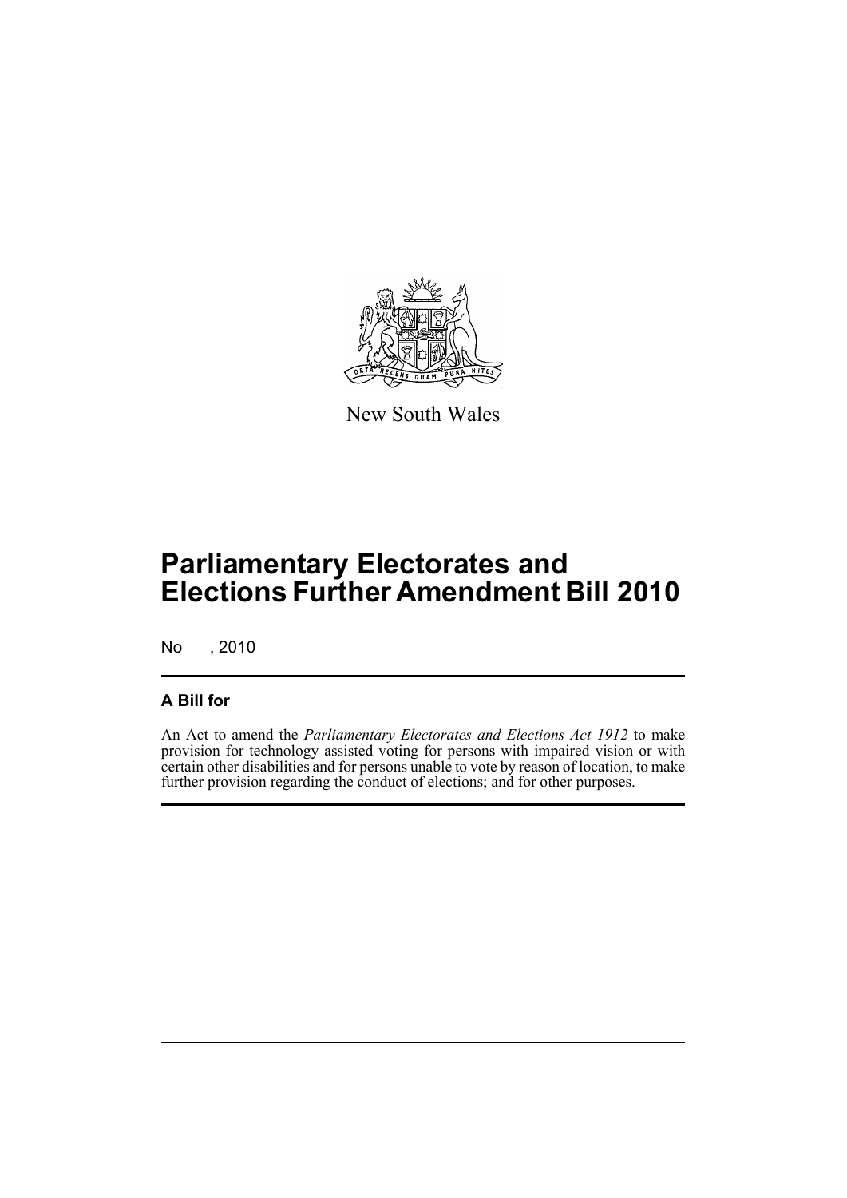New South Wales

# Parliamentary Electorates and Elections Further Amendment Bill 2010

No , 2010

## A Bill for

An Act to amend the *Parliamentary Electorates and Elections Act 1912* to make provision for technology assisted voting for persons with impaired vision or with certain other disabilities and for persons unable to vote by reason of location, to make further provision regarding the conduct of elections; and for other purposes.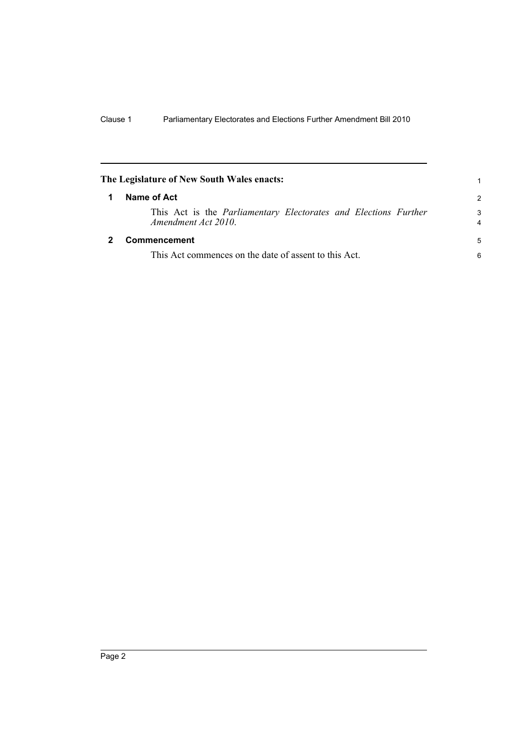**The Legislature of New South Wales enacts:**

## 1 Name of Act

This Act is the *Parliamentary Electorates and Elections Further Amendment Act 2010*.

## 2 Commencement

This Act commences on the date of assent to this Act.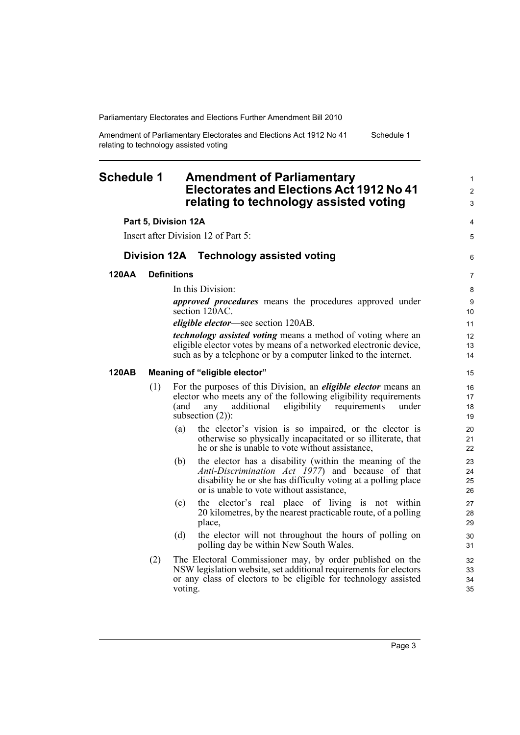# Schedule 1 Amendment of Parliamentary Electorates and Elections Act 1912 No 41 relating to technology assisted voting

**Part 5, Division 12A**

Insert after Division 12 of Part 5:

## Division 12A Technology assisted voting

### 120AA Definitions

In this Division:

***approved procedures*** means the procedures approved under section 120AC.

***eligible elector***—see section 120AB.

***technology assisted voting*** means a method of voting where an eligible elector votes by means of a networked electronic device, such as by a telephone or by a computer linked to the internet.

### 120AB Meaning of "eligible elector"

(1) For the purposes of this Division, an ***eligible elector*** means an elector who meets any of the following eligibility requirements (and any additional eligibility requirements under subsection (2)):

(a) the elector's vision is so impaired, or the elector is otherwise so physically incapacitated or so illiterate, that he or she is unable to vote without assistance,

(b) the elector has a disability (within the meaning of the *Anti-Discrimination Act 1977*) and because of that disability he or she has difficulty voting at a polling place or is unable to vote without assistance,

(c) the elector's real place of living is not within 20 kilometres, by the nearest practicable route, of a polling place,

(d) the elector will not throughout the hours of polling on polling day be within New South Wales.

(2) The Electoral Commissioner may, by order published on the NSW legislation website, set additional requirements for electors or any class of electors to be eligible for technology assisted voting.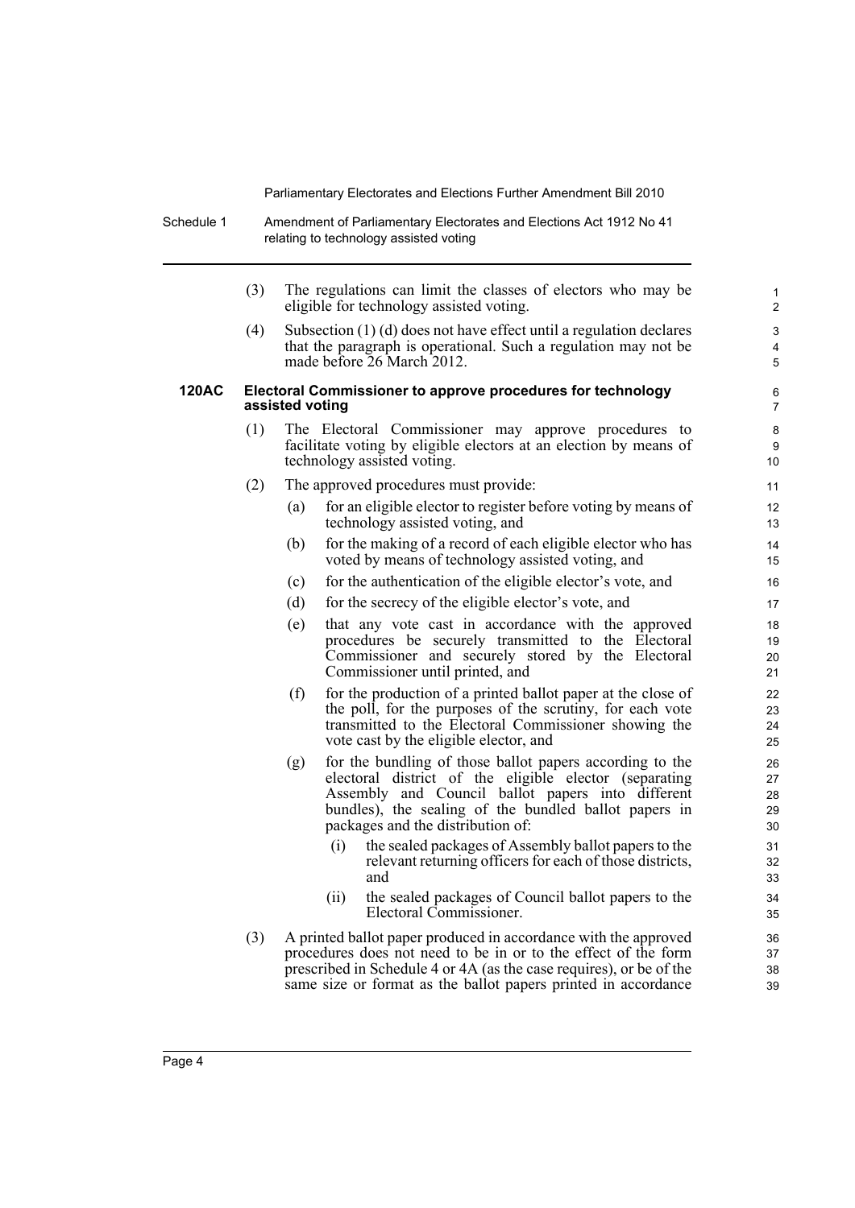(3) The regulations can limit the classes of electors who may be eligible for technology assisted voting.

(4) Subsection (1) (d) does not have effect until a regulation declares that the paragraph is operational. Such a regulation may not be made before 26 March 2012.

**120AC Electoral Commissioner to approve procedures for technology assisted voting**

(1) The Electoral Commissioner may approve procedures to facilitate voting by eligible electors at an election by means of technology assisted voting.

(2) The approved procedures must provide:

(a) for an eligible elector to register before voting by means of technology assisted voting, and

(b) for the making of a record of each eligible elector who has voted by means of technology assisted voting, and

(c) for the authentication of the eligible elector's vote, and

(d) for the secrecy of the eligible elector's vote, and

(e) that any vote cast in accordance with the approved procedures be securely transmitted to the Electoral Commissioner and securely stored by the Electoral Commissioner until printed, and

(f) for the production of a printed ballot paper at the close of the poll, for the purposes of the scrutiny, for each vote transmitted to the Electoral Commissioner showing the vote cast by the eligible elector, and

(g) for the bundling of those ballot papers according to the electoral district of the eligible elector (separating Assembly and Council ballot papers into different bundles), the sealing of the bundled ballot papers in packages and the distribution of:

(i) the sealed packages of Assembly ballot papers to the relevant returning officers for each of those districts, and

(ii) the sealed packages of Council ballot papers to the Electoral Commissioner.

(3) A printed ballot paper produced in accordance with the approved procedures does not need to be in or to the effect of the form prescribed in Schedule 4 or 4A (as the case requires), or be of the same size or format as the ballot papers printed in accordance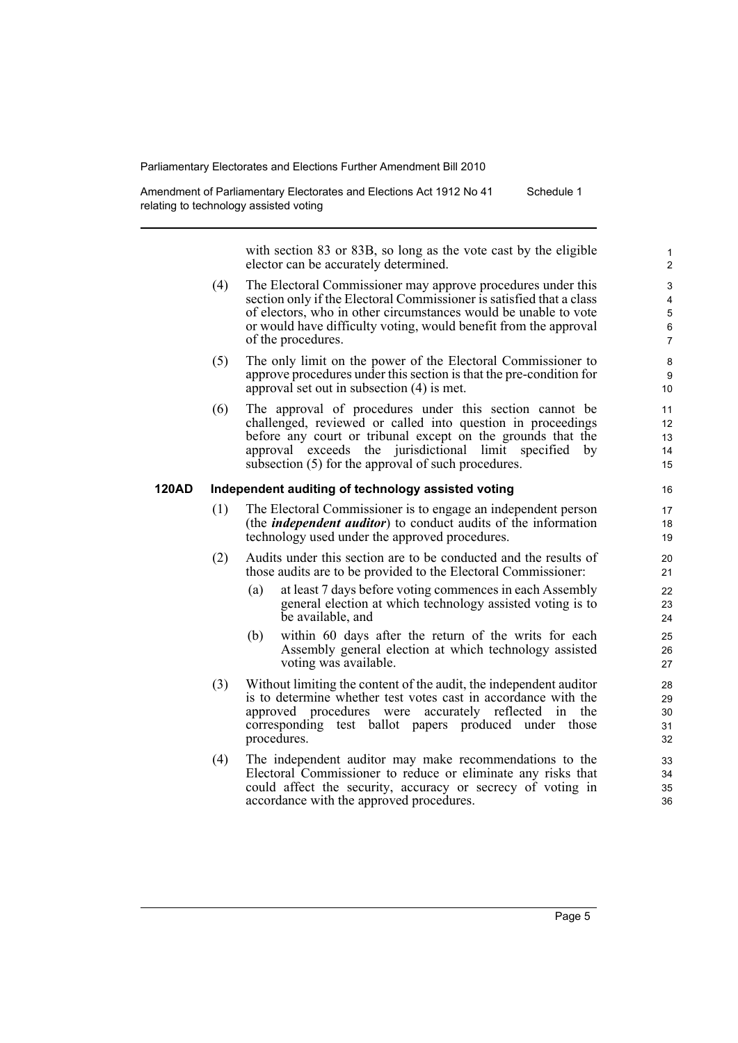with section 83 or 83B, so long as the vote cast by the eligible elector can be accurately determined.

(4) The Electoral Commissioner may approve procedures under this section only if the Electoral Commissioner is satisfied that a class of electors, who in other circumstances would be unable to vote or would have difficulty voting, would benefit from the approval of the procedures.

(5) The only limit on the power of the Electoral Commissioner to approve procedures under this section is that the pre-condition for approval set out in subsection (4) is met.

(6) The approval of procedures under this section cannot be challenged, reviewed or called into question in proceedings before any court or tribunal except on the grounds that the approval exceeds the jurisdictional limit specified by subsection (5) for the approval of such procedures.

### 120AD Independent auditing of technology assisted voting

(1) The Electoral Commissioner is to engage an independent person (the ***independent auditor***) to conduct audits of the information technology used under the approved procedures.

(2) Audits under this section are to be conducted and the results of those audits are to be provided to the Electoral Commissioner:

- (a) at least 7 days before voting commences in each Assembly general election at which technology assisted voting is to be available, and
- (b) within 60 days after the return of the writs for each Assembly general election at which technology assisted voting was available.

(3) Without limiting the content of the audit, the independent auditor is to determine whether test votes cast in accordance with the approved procedures were accurately reflected in the corresponding test ballot papers produced under those procedures.

(4) The independent auditor may make recommendations to the Electoral Commissioner to reduce or eliminate any risks that could affect the security, accuracy or secrecy of voting in accordance with the approved procedures.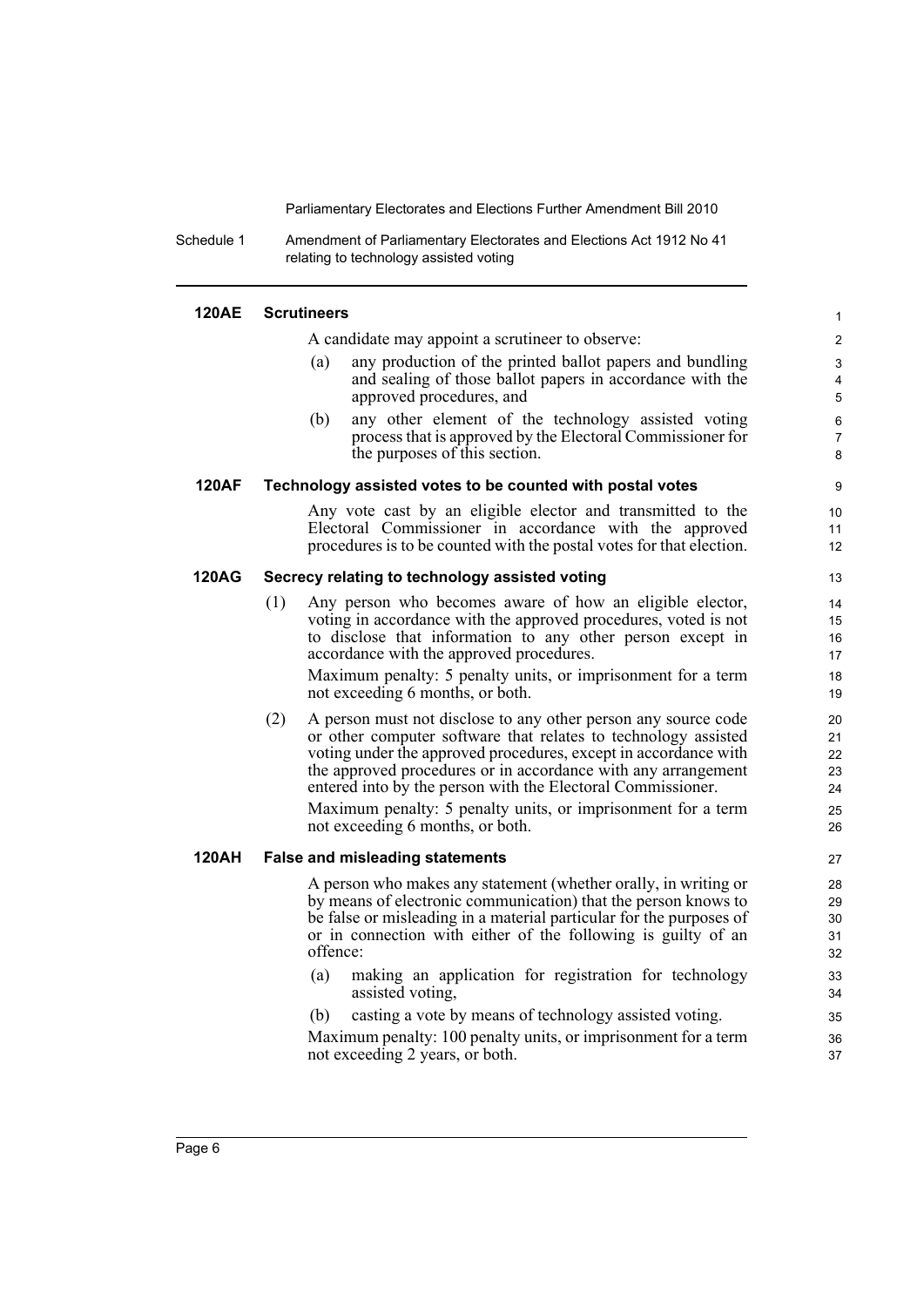#### 120AE Scrutineers

A candidate may appoint a scrutineer to observe:

(a) any production of the printed ballot papers and bundling and sealing of those ballot papers in accordance with the approved procedures, and

(b) any other element of the technology assisted voting process that is approved by the Electoral Commissioner for the purposes of this section.

#### 120AF Technology assisted votes to be counted with postal votes

Any vote cast by an eligible elector and transmitted to the Electoral Commissioner in accordance with the approved procedures is to be counted with the postal votes for that election.

#### 120AG Secrecy relating to technology assisted voting

(1) Any person who becomes aware of how an eligible elector, voting in accordance with the approved procedures, voted is not to disclose that information to any other person except in accordance with the approved procedures.

Maximum penalty: 5 penalty units, or imprisonment for a term not exceeding 6 months, or both.

(2) A person must not disclose to any other person any source code or other computer software that relates to technology assisted voting under the approved procedures, except in accordance with the approved procedures or in accordance with any arrangement entered into by the person with the Electoral Commissioner.

Maximum penalty: 5 penalty units, or imprisonment for a term not exceeding 6 months, or both.

#### 120AH False and misleading statements

A person who makes any statement (whether orally, in writing or by means of electronic communication) that the person knows to be false or misleading in a material particular for the purposes of or in connection with either of the following is guilty of an offence:

(a) making an application for registration for technology assisted voting,

(b) casting a vote by means of technology assisted voting.

Maximum penalty: 100 penalty units, or imprisonment for a term not exceeding 2 years, or both.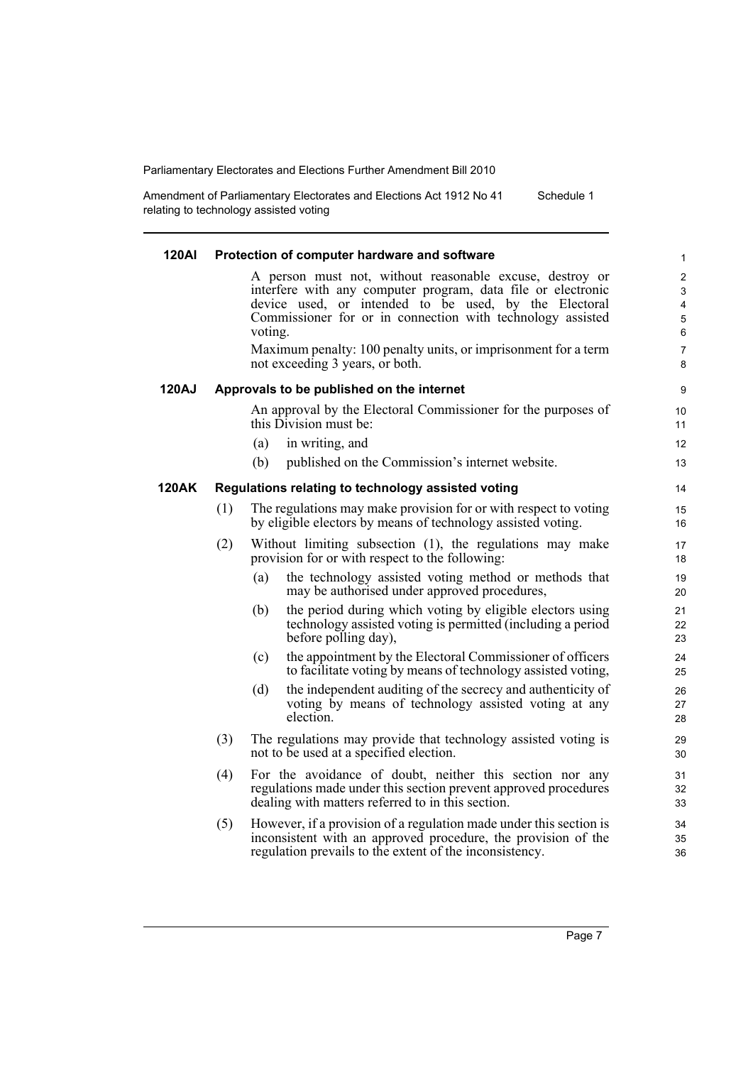#### 120AI Protection of computer hardware and software

A person must not, without reasonable excuse, destroy or interfere with any computer program, data file or electronic device used, or intended to be used, by the Electoral Commissioner for or in connection with technology assisted voting.

Maximum penalty: 100 penalty units, or imprisonment for a term not exceeding 3 years, or both.

#### 120AJ Approvals to be published on the internet

An approval by the Electoral Commissioner for the purposes of this Division must be:

(a) in writing, and

(b) published on the Commission's internet website.

#### 120AK Regulations relating to technology assisted voting

(1) The regulations may make provision for or with respect to voting by eligible electors by means of technology assisted voting.

(2) Without limiting subsection (1), the regulations may make provision for or with respect to the following:

(a) the technology assisted voting method or methods that may be authorised under approved procedures,

(b) the period during which voting by eligible electors using technology assisted voting is permitted (including a period before polling day),

(c) the appointment by the Electoral Commissioner of officers to facilitate voting by means of technology assisted voting,

(d) the independent auditing of the secrecy and authenticity of voting by means of technology assisted voting at any election.

(3) The regulations may provide that technology assisted voting is not to be used at a specified election.

(4) For the avoidance of doubt, neither this section nor any regulations made under this section prevent approved procedures dealing with matters referred to in this section.

(5) However, if a provision of a regulation made under this section is inconsistent with an approved procedure, the provision of the regulation prevails to the extent of the inconsistency.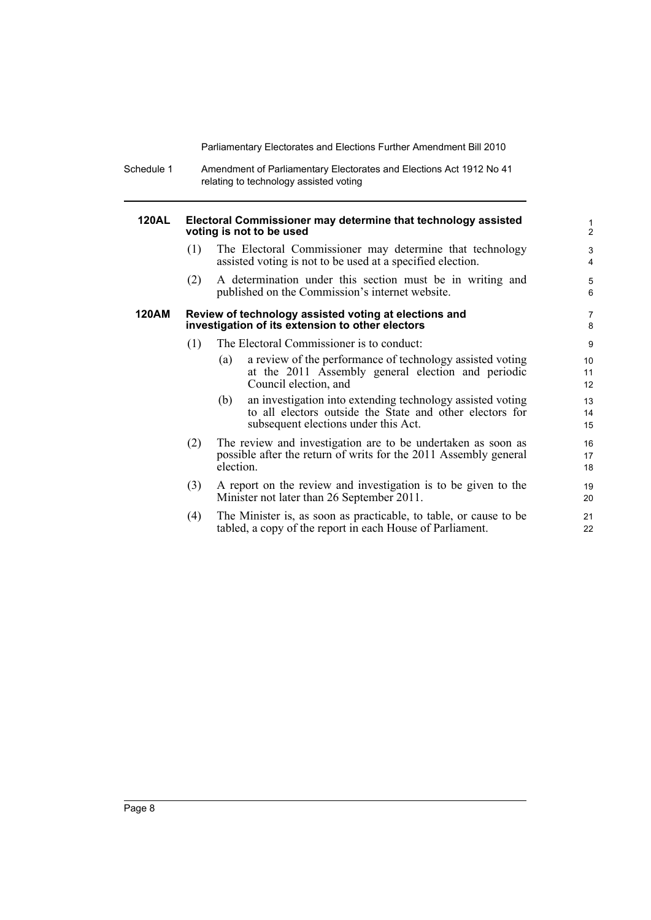#### 120AL Electoral Commissioner may determine that technology assisted voting is not to be used

(1) The Electoral Commissioner may determine that technology assisted voting is not to be used at a specified election.

(2) A determination under this section must be in writing and published on the Commission's internet website.

#### 120AM Review of technology assisted voting at elections and investigation of its extension to other electors

(1) The Electoral Commissioner is to conduct:

- (a) a review of the performance of technology assisted voting at the 2011 Assembly general election and periodic Council election, and
- (b) an investigation into extending technology assisted voting to all electors outside the State and other electors for subsequent elections under this Act.

(2) The review and investigation are to be undertaken as soon as possible after the return of writs for the 2011 Assembly general election.

(3) A report on the review and investigation is to be given to the Minister not later than 26 September 2011.

(4) The Minister is, as soon as practicable, to table, or cause to be tabled, a copy of the report in each House of Parliament.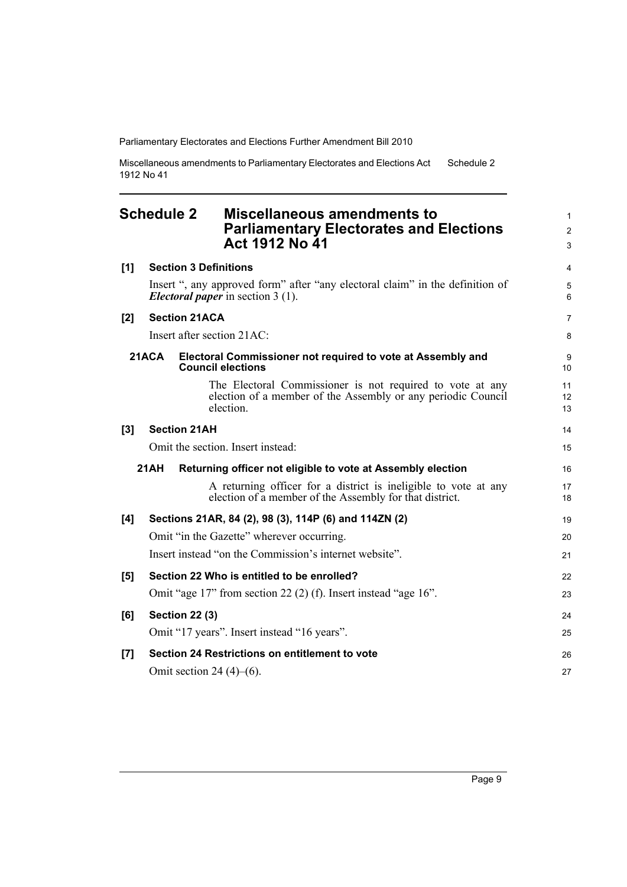## Schedule 2 Miscellaneous amendments to Parliamentary Electorates and Elections Act 1912 No 41

**[1] Section 3 Definitions**

Insert ", any approved form" after "any electoral claim" in the definition of ***Electoral paper*** in section 3 (1).

**[2] Section 21ACA**

Insert after section 21AC:

**21ACA Electoral Commissioner not required to vote at Assembly and Council elections**

The Electoral Commissioner is not required to vote at any election of a member of the Assembly or any periodic Council election.

**[3] Section 21AH**

Omit the section. Insert instead:

**21AH Returning officer not eligible to vote at Assembly election**

A returning officer for a district is ineligible to vote at any election of a member of the Assembly for that district.

**[4] Sections 21AR, 84 (2), 98 (3), 114P (6) and 114ZN (2)**

Omit "in the Gazette" wherever occurring.

Insert instead "on the Commission's internet website".

**[5] Section 22 Who is entitled to be enrolled?**

Omit "age 17" from section 22 (2) (f). Insert instead "age 16".

**[6] Section 22 (3)**

Omit "17 years". Insert instead "16 years".

**[7] Section 24 Restrictions on entitlement to vote**

Omit section 24 (4)–(6).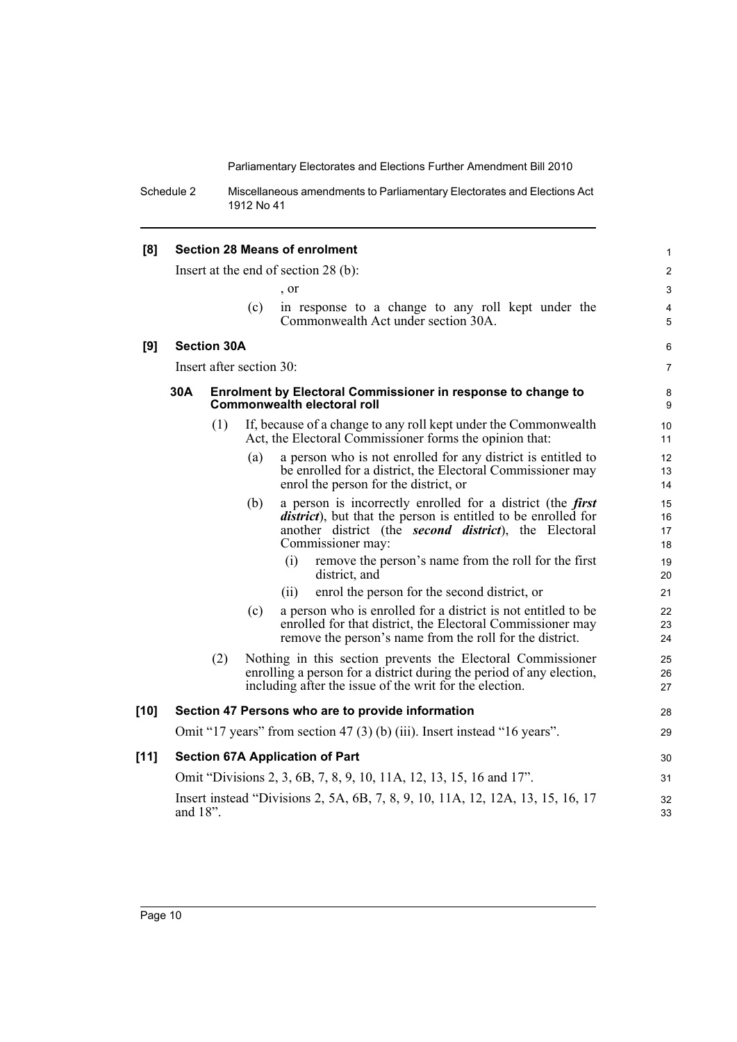**[8] Section 28 Means of enrolment**

Insert at the end of section 28 (b):

, or

(c) in response to a change to any roll kept under the Commonwealth Act under section 30A.

**[9] Section 30A**

Insert after section 30:

**30A Enrolment by Electoral Commissioner in response to change to Commonwealth electoral roll**

(1) If, because of a change to any roll kept under the Commonwealth Act, the Electoral Commissioner forms the opinion that:

(a) a person who is not enrolled for any district is entitled to be enrolled for a district, the Electoral Commissioner may enrol the person for the district, or

(b) a person is incorrectly enrolled for a district (the ***first district***), but that the person is entitled to be enrolled for another district (the ***second district***), the Electoral Commissioner may:

(i) remove the person's name from the roll for the first district, and

(ii) enrol the person for the second district, or

(c) a person who is enrolled for a district is not entitled to be enrolled for that district, the Electoral Commissioner may remove the person's name from the roll for the district.

(2) Nothing in this section prevents the Electoral Commissioner enrolling a person for a district during the period of any election, including after the issue of the writ for the election.

**[10] Section 47 Persons who are to provide information**

Omit "17 years" from section 47 (3) (b) (iii). Insert instead "16 years".

**[11] Section 67A Application of Part**

Omit "Divisions 2, 3, 6B, 7, 8, 9, 10, 11A, 12, 13, 15, 16 and 17".

Insert instead "Divisions 2, 5A, 6B, 7, 8, 9, 10, 11A, 12, 12A, 13, 15, 16, 17 and 18".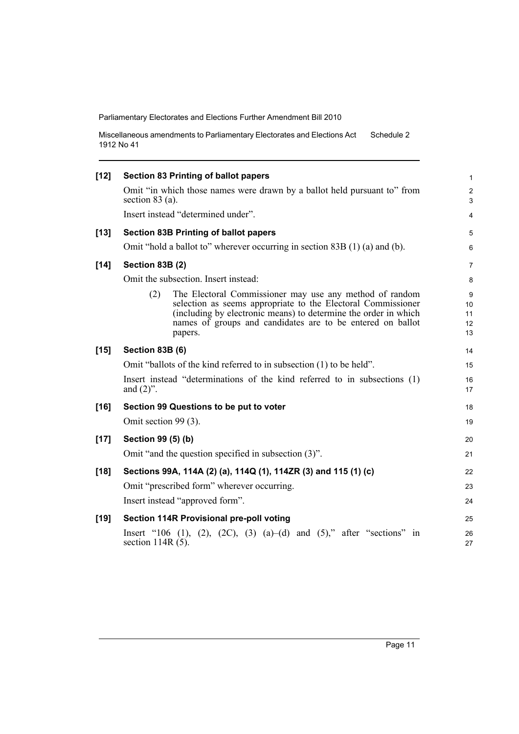**[12] Section 83 Printing of ballot papers**

Omit "in which those names were drawn by a ballot held pursuant to" from section 83 (a).

Insert instead "determined under".

**[13] Section 83B Printing of ballot papers**

Omit "hold a ballot to" wherever occurring in section 83B (1) (a) and (b).

**[14] Section 83B (2)**

Omit the subsection. Insert instead:

> (2) The Electoral Commissioner may use any method of random selection as seems appropriate to the Electoral Commissioner (including by electronic means) to determine the order in which names of groups and candidates are to be entered on ballot papers.

**[15] Section 83B (6)**

Omit "ballots of the kind referred to in subsection (1) to be held".

Insert instead "determinations of the kind referred to in subsections (1) and (2)".

**[16] Section 99 Questions to be put to voter**

Omit section 99 (3).

**[17] Section 99 (5) (b)**

Omit "and the question specified in subsection (3)".

**[18] Sections 99A, 114A (2) (a), 114Q (1), 114ZR (3) and 115 (1) (c)**

Omit "prescribed form" wherever occurring.

Insert instead "approved form".

**[19] Section 114R Provisional pre-poll voting**

Insert "106 (1), (2), (2C), (3) (a)–(d) and (5)," after "sections" in section 114R (5).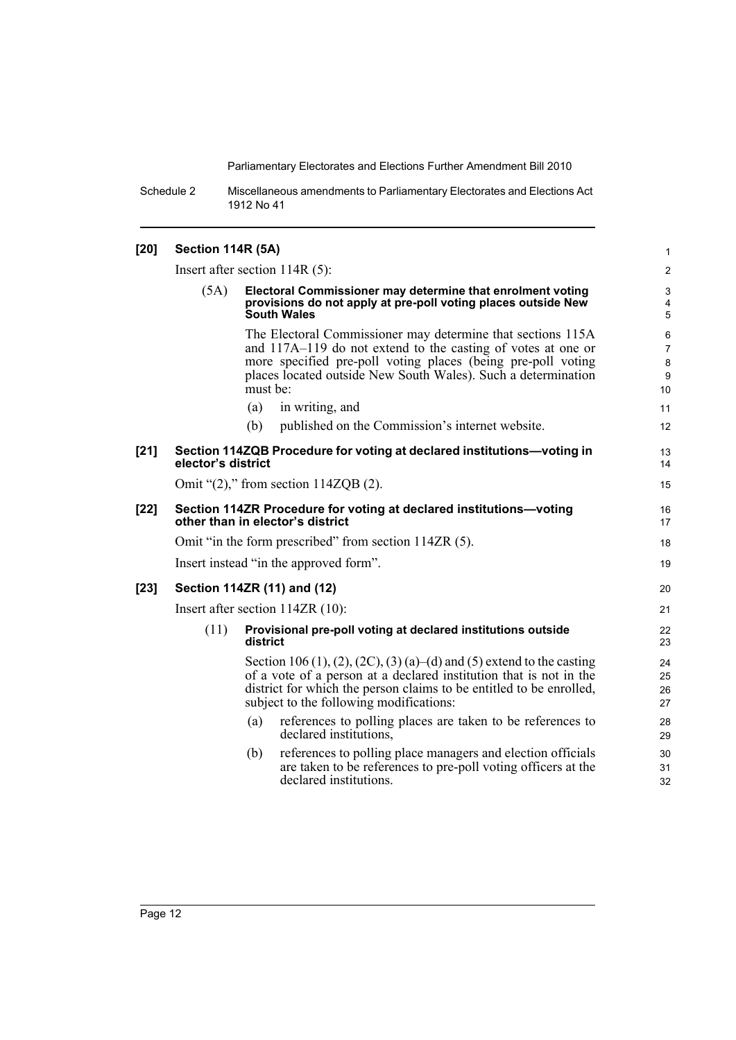**[20] Section 114R (5A)**

Insert after section 114R (5):

(5A) **Electoral Commissioner may determine that enrolment voting provisions do not apply at pre-poll voting places outside New South Wales**

The Electoral Commissioner may determine that sections 115A and 117A–119 do not extend to the casting of votes at one or more specified pre-poll voting places (being pre-poll voting places located outside New South Wales). Such a determination must be:

(a) in writing, and

(b) published on the Commission's internet website.

**[21] Section 114ZQB Procedure for voting at declared institutions—voting in elector's district**

Omit "(2)," from section 114ZQB (2).

**[22] Section 114ZR Procedure for voting at declared institutions—voting other than in elector's district**

Omit "in the form prescribed" from section 114ZR (5).

Insert instead "in the approved form".

**[23] Section 114ZR (11) and (12)**

Insert after section 114ZR (10):

(11) **Provisional pre-poll voting at declared institutions outside district**

Section 106 (1), (2), (2C), (3) (a)–(d) and (5) extend to the casting of a vote of a person at a declared institution that is not in the district for which the person claims to be entitled to be enrolled, subject to the following modifications:

(a) references to polling places are taken to be references to declared institutions,

(b) references to polling place managers and election officials are taken to be references to pre-poll voting officers at the declared institutions.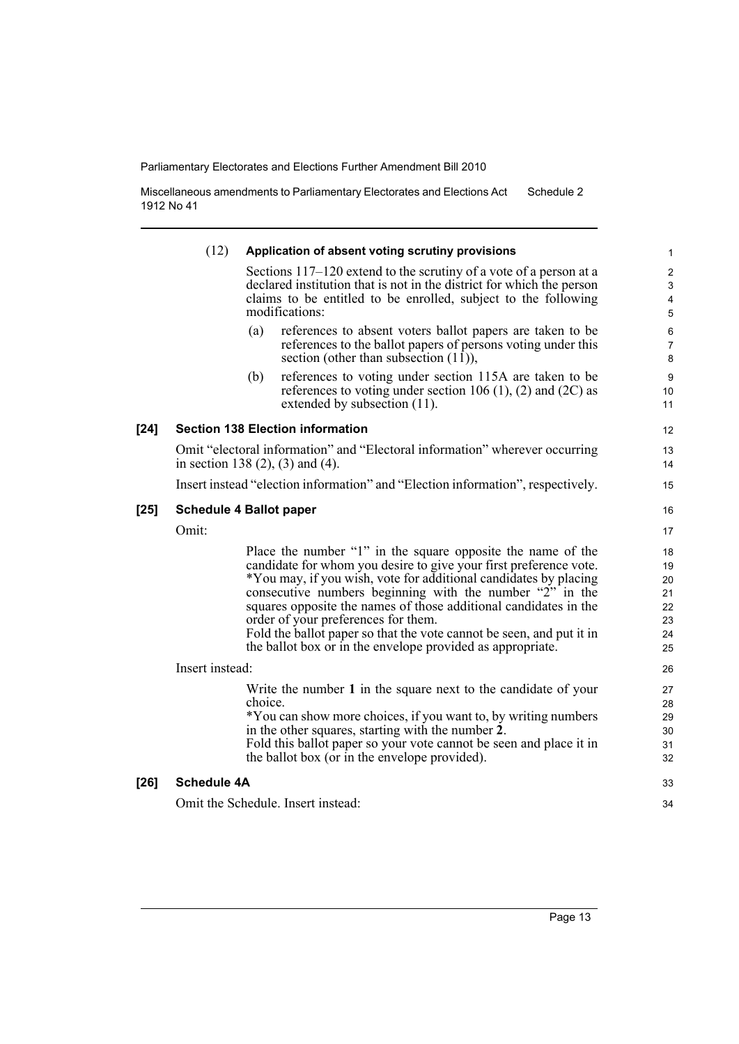(12) **Application of absent voting scrutiny provisions**

Sections 117–120 extend to the scrutiny of a vote of a person at a declared institution that is not in the district for which the person claims to be entitled to be enrolled, subject to the following modifications:

(a) references to absent voters ballot papers are taken to be references to the ballot papers of persons voting under this section (other than subsection (11)),

(b) references to voting under section 115A are taken to be references to voting under section 106 (1), (2) and (2C) as extended by subsection (11).

**[24] Section 138 Election information**

Omit "electoral information" and "Electoral information" wherever occurring in section 138 (2), (3) and (4).

Insert instead "election information" and "Election information", respectively.

**[25] Schedule 4 Ballot paper**

Omit:

> Place the number "1" in the square opposite the name of the candidate for whom you desire to give your first preference vote.
> *You may, if you wish, vote for additional candidates by placing consecutive numbers beginning with the number "2" in the squares opposite the names of those additional candidates in the order of your preferences for them.
> Fold the ballot paper so that the vote cannot be seen, and put it in the ballot box or in the envelope provided as appropriate.

Insert instead:

> Write the number **1** in the square next to the candidate of your choice.
> *You can show more choices, if you want to, by writing numbers in the other squares, starting with the number **2**.
> Fold this ballot paper so your vote cannot be seen and place it in the ballot box (or in the envelope provided).

**[26] Schedule 4A**

Omit the Schedule. Insert instead: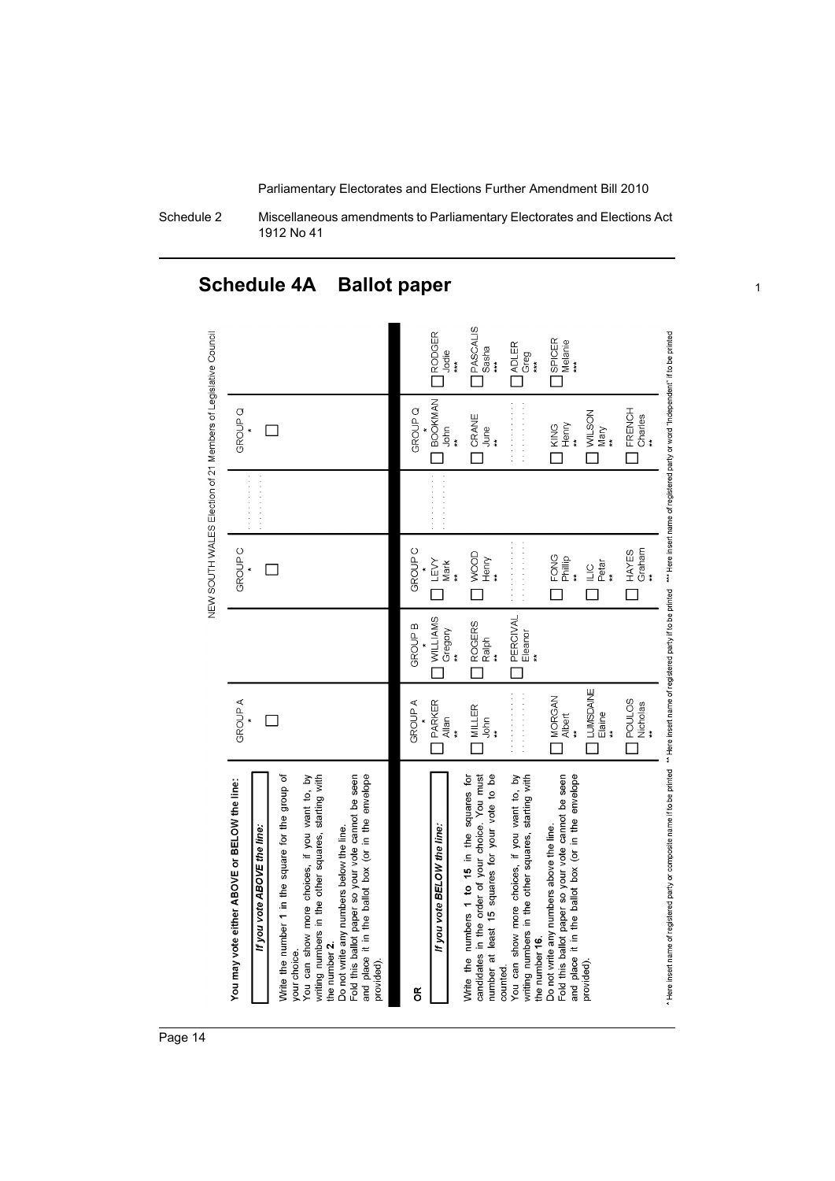# Schedule 4A Ballot paper

NEW SOUTH WALES Election of 21 Members of Legislative Council

**You may vote either ABOVE or BELOW the line:**

***If you vote ABOVE the line:***

Write the number **1** in the square for the group of your choice.

You can show more choices, if you want to, by writing numbers in the other squares, starting with the number **2**.

Do not write any numbers below the line.

Fold this ballot paper so your vote cannot be seen and place it in the ballot box (or in the envelope provided).

| GROUP A | GROUP C | . . . . . . | GROUP Q |
|---|---|---|---|
| * | * | | * |
| ☐ | ☐ | | ☐ |

**OR**

***If you vote BELOW the line:***

Write the numbers **1 to 15** in the squares for candidates in the order of your choice. You must number at least 15 squares for your vote to be counted.

You can show more choices, if you want to, by writing numbers in the other squares, starting with the number **16**.

Do not write any numbers above the line.

Fold this ballot paper so your vote cannot be seen and place it in the ballot box (or in the envelope provided).

| GROUP A * | GROUP B * | GROUP C * | . . . . . . | GROUP Q * | |
|---|---|---|---|---|---|
| ☐ PARKER Allan ** | ☐ WILLIAMS Gregory ** | ☐ LEVY Mark ** | | ☐ BOOKMAN John ** | ☐ RODGER Jodie *** |
| ☐ MILLER John ** | ☐ ROGERS Ralph ** | ☐ WOOD Henry ** | | ☐ CRANE June ** | ☐ PASCALIS Sasha *** |
| . . . . . . | ☐ PERCIVAL Eleanor ** | . . . . . . | | . . . . . . | ☐ ADLER Greg *** |
| ☐ MORGAN Albert ** | | ☐ FONG Phillip ** | | ☐ KING Henry ** | ☐ SPICER Melanie *** |
| ☐ LUMSDAINE Elaine ** | | ☐ ILIC Petar ** | | ☐ WILSON Mary ** | |
| ☐ POULOS Nicholas ** | | ☐ HAYES Graham ** | | ☐ FRENCH Charles ** | |

\* Here insert name of registered party or composite name if to be printed    ** Here insert name of registered party if to be printed    *** Here insert name of registered party or word "Independent" if to be printed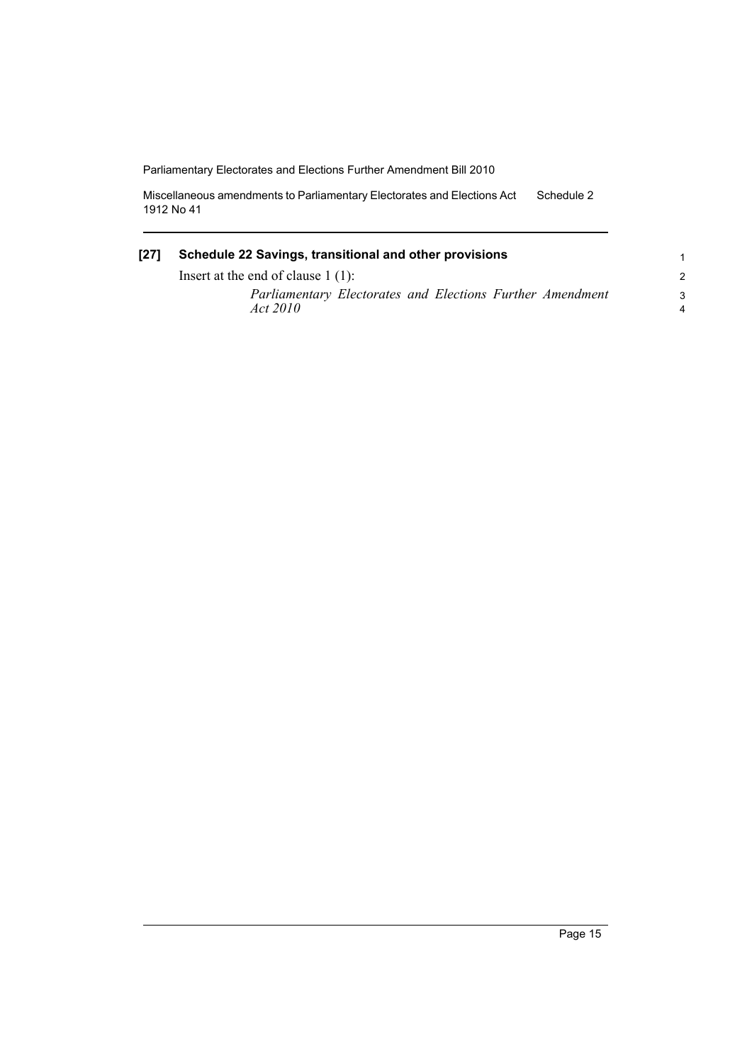**[27] Schedule 22 Savings, transitional and other provisions**

Insert at the end of clause 1 (1):

*Parliamentary Electorates and Elections Further Amendment Act 2010*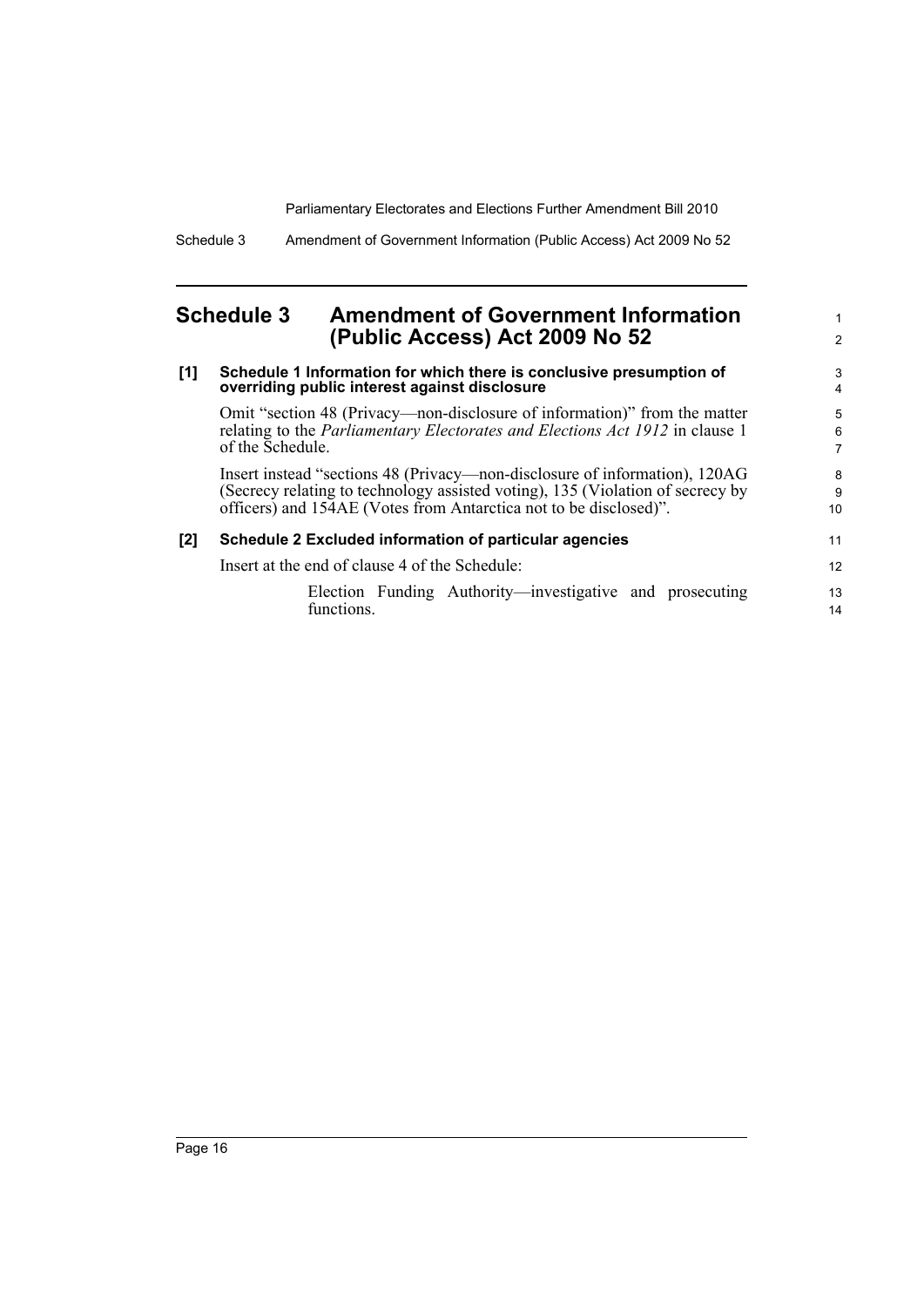## Schedule 3 Amendment of Government Information (Public Access) Act 2009 No 52

**[1] Schedule 1 Information for which there is conclusive presumption of overriding public interest against disclosure**

Omit "section 48 (Privacy—non-disclosure of information)" from the matter relating to the *Parliamentary Electorates and Elections Act 1912* in clause 1 of the Schedule.

Insert instead "sections 48 (Privacy—non-disclosure of information), 120AG (Secrecy relating to technology assisted voting), 135 (Violation of secrecy by officers) and 154AE (Votes from Antarctica not to be disclosed)".

**[2] Schedule 2 Excluded information of particular agencies**

Insert at the end of clause 4 of the Schedule:

> Election Funding Authority—investigative and prosecuting functions.